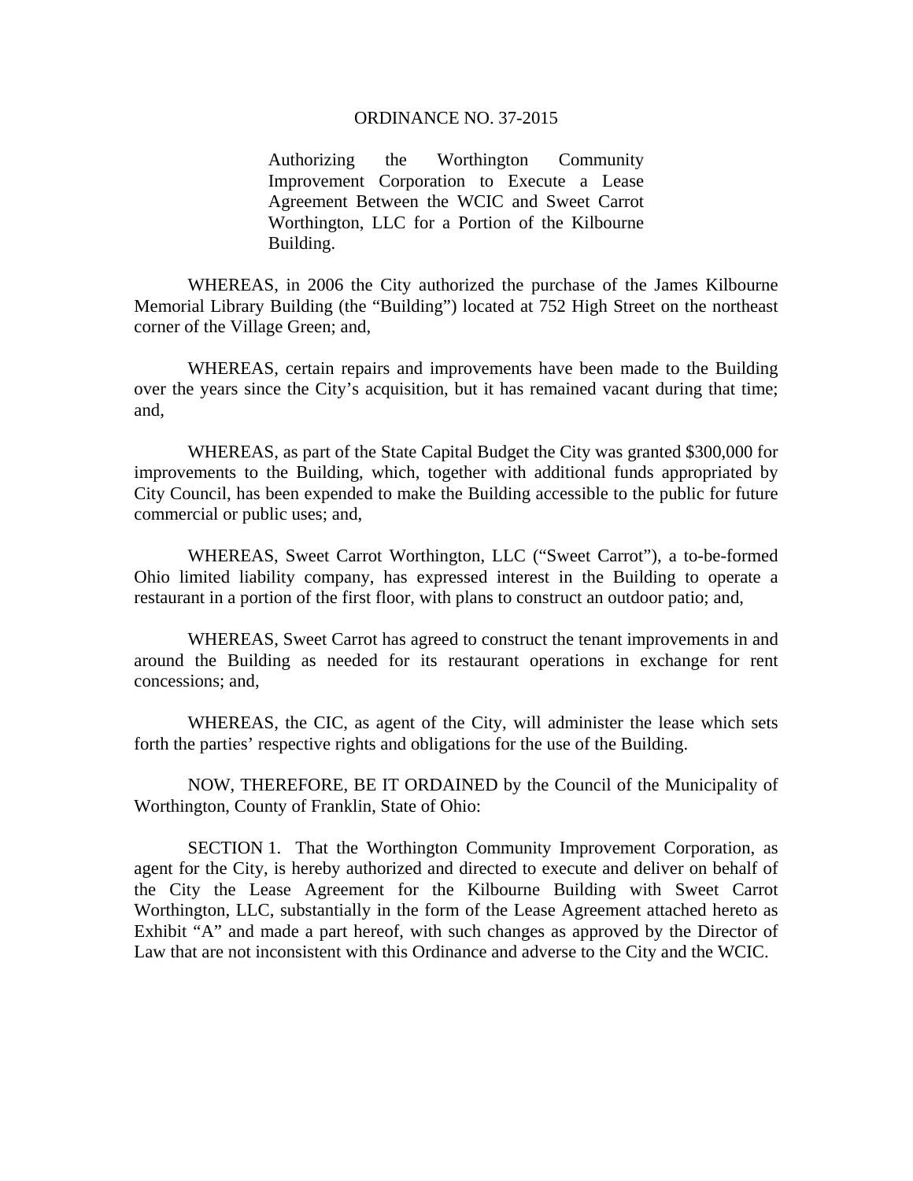ORDINANCE NO. 37-2015

Authorizing the Worthington Community Improvement Corporation to Execute a Lease Agreement Between the WCIC and Sweet Carrot Worthington, LLC for a Portion of the Kilbourne Building.

WHEREAS, in 2006 the City authorized the purchase of the James Kilbourne Memorial Library Building (the "Building") located at 752 High Street on the northeast corner of the Village Green; and,

WHEREAS, certain repairs and improvements have been made to the Building over the years since the City's acquisition, but it has remained vacant during that time; and,

WHEREAS, as part of the State Capital Budget the City was granted $300,000 for improvements to the Building, which, together with additional funds appropriated by City Council, has been expended to make the Building accessible to the public for future commercial or public uses; and,

WHEREAS, Sweet Carrot Worthington, LLC ("Sweet Carrot"), a to-be-formed Ohio limited liability company, has expressed interest in the Building to operate a restaurant in a portion of the first floor, with plans to construct an outdoor patio; and,

WHEREAS, Sweet Carrot has agreed to construct the tenant improvements in and around the Building as needed for its restaurant operations in exchange for rent concessions; and,

WHEREAS, the CIC, as agent of the City, will administer the lease which sets forth the parties' respective rights and obligations for the use of the Building.

NOW, THEREFORE, BE IT ORDAINED by the Council of the Municipality of Worthington, County of Franklin, State of Ohio:

SECTION 1. That the Worthington Community Improvement Corporation, as agent for the City, is hereby authorized and directed to execute and deliver on behalf of the City the Lease Agreement for the Kilbourne Building with Sweet Carrot Worthington, LLC, substantially in the form of the Lease Agreement attached hereto as Exhibit "A" and made a part hereof, with such changes as approved by the Director of Law that are not inconsistent with this Ordinance and adverse to the City and the WCIC.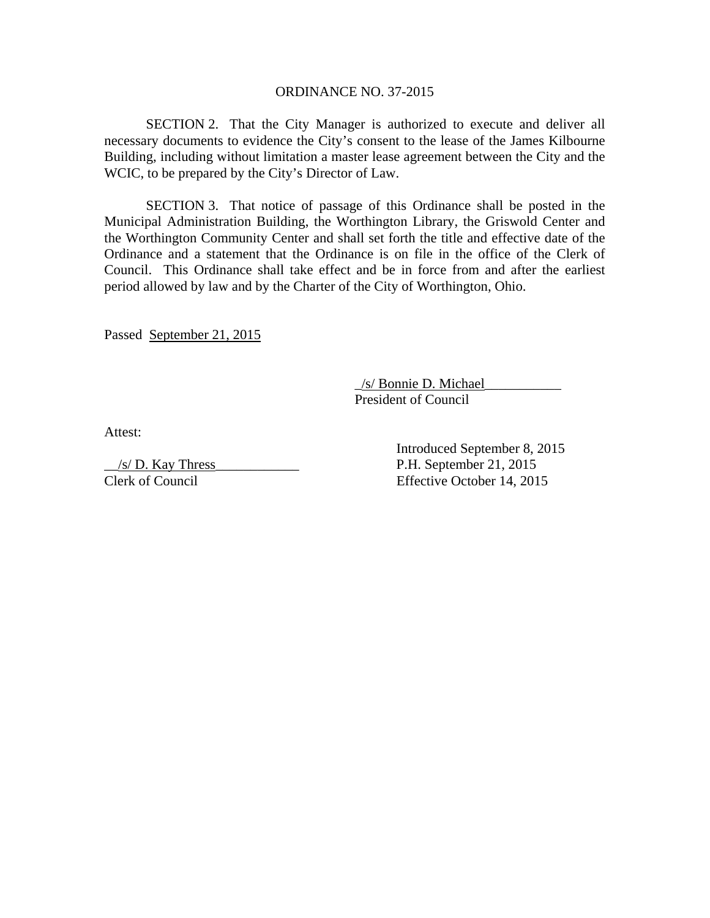ORDINANCE NO. 37-2015

SECTION 2. That the City Manager is authorized to execute and deliver all necessary documents to evidence the City's consent to the lease of the James Kilbourne Building, including without limitation a master lease agreement between the City and the WCIC, to be prepared by the City's Director of Law.

SECTION 3. That notice of passage of this Ordinance shall be posted in the Municipal Administration Building, the Worthington Library, the Griswold Center and the Worthington Community Center and shall set forth the title and effective date of the Ordinance and a statement that the Ordinance is on file in the office of the Clerk of Council. This Ordinance shall take effect and be in force from and after the earliest period allowed by law and by the Charter of the City of Worthington, Ohio.

Passed September 21, 2015

/s/ Bonnie D. Michael
President of Council

Attest:

/s/ D. Kay Thress
Clerk of Council

Introduced September 8, 2015
P.H. September 21, 2015
Effective October 14, 2015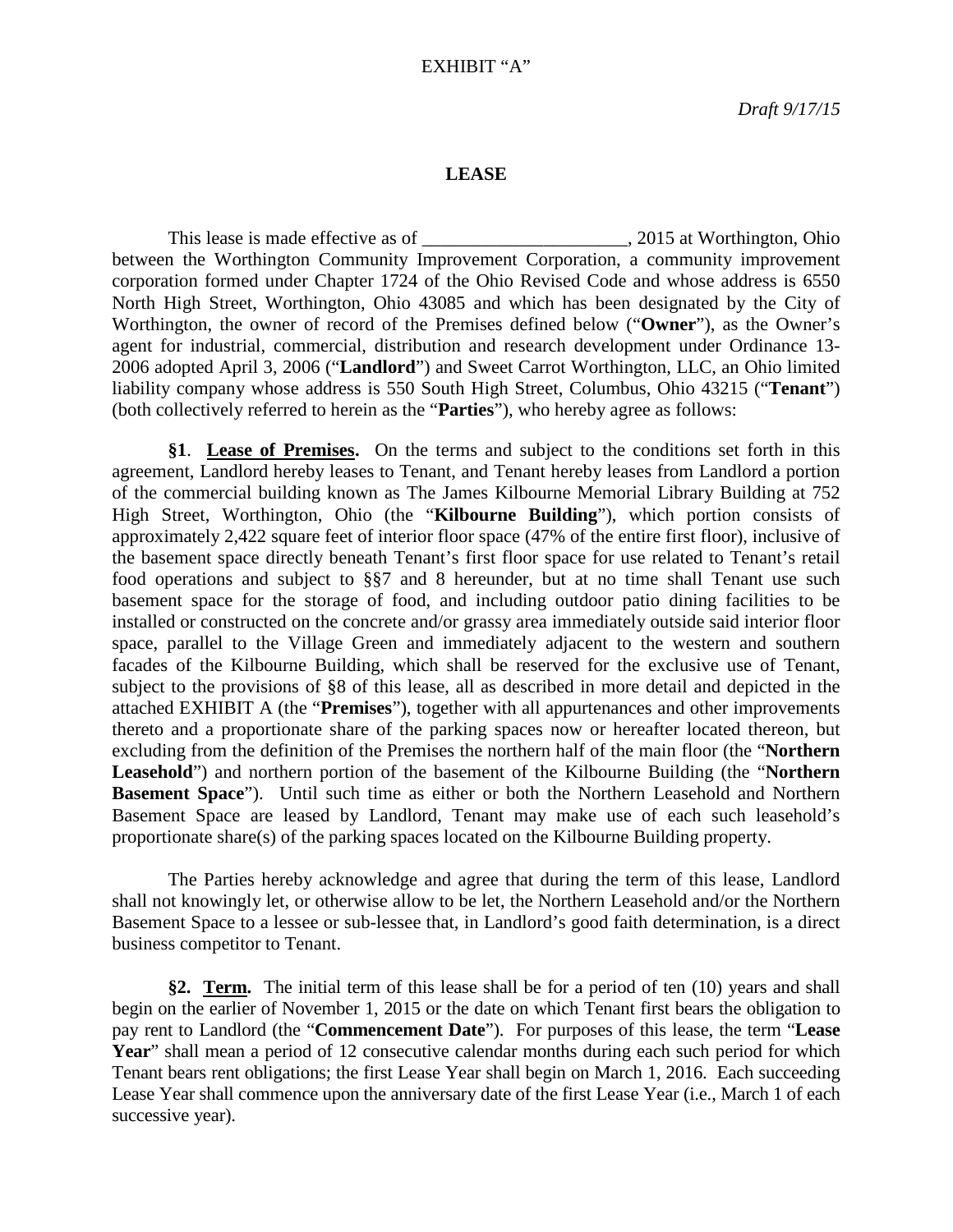EXHIBIT "A"

*Draft 9/17/15*

**LEASE**

This lease is made effective as of ______________________, 2015 at Worthington, Ohio between the Worthington Community Improvement Corporation, a community improvement corporation formed under Chapter 1724 of the Ohio Revised Code and whose address is 6550 North High Street, Worthington, Ohio 43085 and which has been designated by the City of Worthington, the owner of record of the Premises defined below ("**Owner**"), as the Owner's agent for industrial, commercial, distribution and research development under Ordinance 13-2006 adopted April 3, 2006 ("**Landlord**") and Sweet Carrot Worthington, LLC, an Ohio limited liability company whose address is 550 South High Street, Columbus, Ohio 43215 ("**Tenant**") (both collectively referred to herein as the "**Parties**"), who hereby agree as follows:

**§1**. **Lease of Premises.** On the terms and subject to the conditions set forth in this agreement, Landlord hereby leases to Tenant, and Tenant hereby leases from Landlord a portion of the commercial building known as The James Kilbourne Memorial Library Building at 752 High Street, Worthington, Ohio (the "**Kilbourne Building**"), which portion consists of approximately 2,422 square feet of interior floor space (47% of the entire first floor), inclusive of the basement space directly beneath Tenant's first floor space for use related to Tenant's retail food operations and subject to §§7 and 8 hereunder, but at no time shall Tenant use such basement space for the storage of food, and including outdoor patio dining facilities to be installed or constructed on the concrete and/or grassy area immediately outside said interior floor space, parallel to the Village Green and immediately adjacent to the western and southern facades of the Kilbourne Building, which shall be reserved for the exclusive use of Tenant, subject to the provisions of §8 of this lease, all as described in more detail and depicted in the attached EXHIBIT A (the "**Premises**"), together with all appurtenances and other improvements thereto and a proportionate share of the parking spaces now or hereafter located thereon, but excluding from the definition of the Premises the northern half of the main floor (the "**Northern Leasehold**") and northern portion of the basement of the Kilbourne Building (the "**Northern Basement Space**"). Until such time as either or both the Northern Leasehold and Northern Basement Space are leased by Landlord, Tenant may make use of each such leasehold's proportionate share(s) of the parking spaces located on the Kilbourne Building property.

The Parties hereby acknowledge and agree that during the term of this lease, Landlord shall not knowingly let, or otherwise allow to be let, the Northern Leasehold and/or the Northern Basement Space to a lessee or sub-lessee that, in Landlord's good faith determination, is a direct business competitor to Tenant.

**§2. Term.** The initial term of this lease shall be for a period of ten (10) years and shall begin on the earlier of November 1, 2015 or the date on which Tenant first bears the obligation to pay rent to Landlord (the "**Commencement Date**"). For purposes of this lease, the term "**Lease Year**" shall mean a period of 12 consecutive calendar months during each such period for which Tenant bears rent obligations; the first Lease Year shall begin on March 1, 2016. Each succeeding Lease Year shall commence upon the anniversary date of the first Lease Year (i.e., March 1 of each successive year).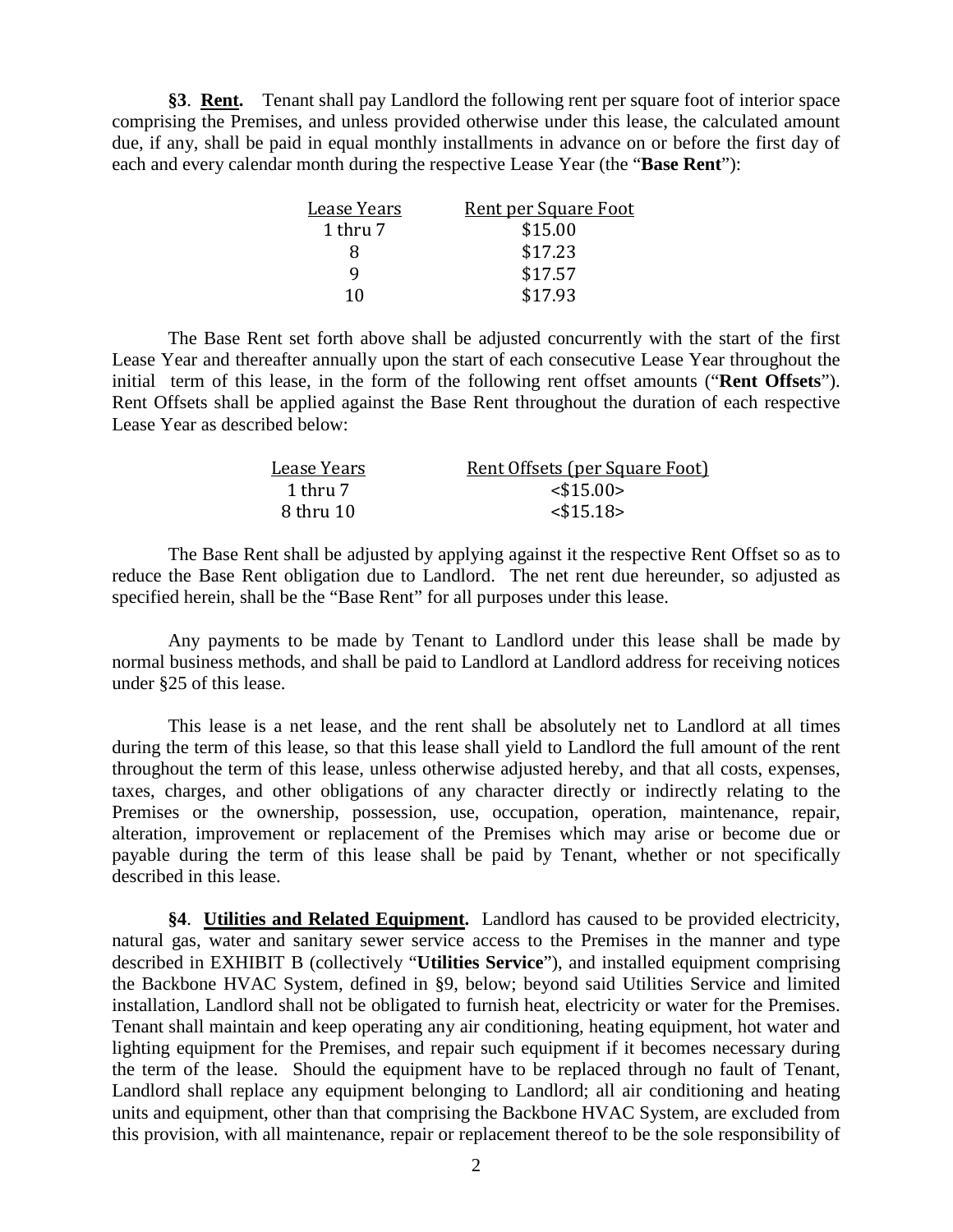**§3**. **Rent.** Tenant shall pay Landlord the following rent per square foot of interior space comprising the Premises, and unless provided otherwise under this lease, the calculated amount due, if any, shall be paid in equal monthly installments in advance on or before the first day of each and every calendar month during the respective Lease Year (the "**Base Rent**"):

| Lease Years | Rent per Square Foot |
|---|---|
| 1 thru 7 | $15.00 |
| 8 | $17.23 |
| 9 | $17.57 |
| 10 | $17.93 |

The Base Rent set forth above shall be adjusted concurrently with the start of the first Lease Year and thereafter annually upon the start of each consecutive Lease Year throughout the initial term of this lease, in the form of the following rent offset amounts ("**Rent Offsets**"). Rent Offsets shall be applied against the Base Rent throughout the duration of each respective Lease Year as described below:

| Lease Years | Rent Offsets (per Square Foot) |
|---|---|
| 1 thru 7 | <$15.00> |
| 8 thru 10 | <$15.18> |

The Base Rent shall be adjusted by applying against it the respective Rent Offset so as to reduce the Base Rent obligation due to Landlord. The net rent due hereunder, so adjusted as specified herein, shall be the "Base Rent" for all purposes under this lease.

Any payments to be made by Tenant to Landlord under this lease shall be made by normal business methods, and shall be paid to Landlord at Landlord address for receiving notices under §25 of this lease.

This lease is a net lease, and the rent shall be absolutely net to Landlord at all times during the term of this lease, so that this lease shall yield to Landlord the full amount of the rent throughout the term of this lease, unless otherwise adjusted hereby, and that all costs, expenses, taxes, charges, and other obligations of any character directly or indirectly relating to the Premises or the ownership, possession, use, occupation, operation, maintenance, repair, alteration, improvement or replacement of the Premises which may arise or become due or payable during the term of this lease shall be paid by Tenant, whether or not specifically described in this lease.

**§4**. **Utilities and Related Equipment.** Landlord has caused to be provided electricity, natural gas, water and sanitary sewer service access to the Premises in the manner and type described in EXHIBIT B (collectively "**Utilities Service**"), and installed equipment comprising the Backbone HVAC System, defined in §9, below; beyond said Utilities Service and limited installation, Landlord shall not be obligated to furnish heat, electricity or water for the Premises. Tenant shall maintain and keep operating any air conditioning, heating equipment, hot water and lighting equipment for the Premises, and repair such equipment if it becomes necessary during the term of the lease. Should the equipment have to be replaced through no fault of Tenant, Landlord shall replace any equipment belonging to Landlord; all air conditioning and heating units and equipment, other than that comprising the Backbone HVAC System, are excluded from this provision, with all maintenance, repair or replacement thereof to be the sole responsibility of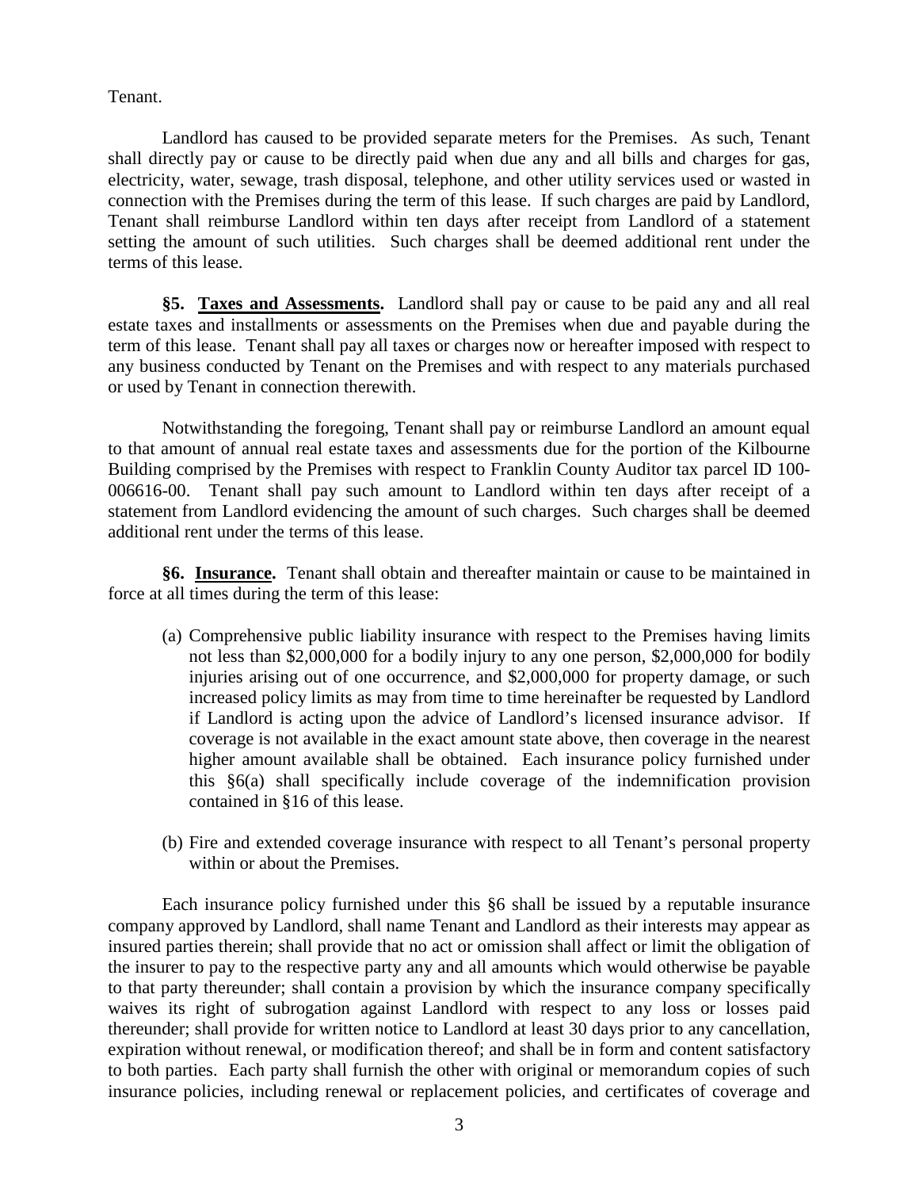Tenant.

Landlord has caused to be provided separate meters for the Premises. As such, Tenant shall directly pay or cause to be directly paid when due any and all bills and charges for gas, electricity, water, sewage, trash disposal, telephone, and other utility services used or wasted in connection with the Premises during the term of this lease. If such charges are paid by Landlord, Tenant shall reimburse Landlord within ten days after receipt from Landlord of a statement setting the amount of such utilities. Such charges shall be deemed additional rent under the terms of this lease.

**§5. Taxes and Assessments.** Landlord shall pay or cause to be paid any and all real estate taxes and installments or assessments on the Premises when due and payable during the term of this lease. Tenant shall pay all taxes or charges now or hereafter imposed with respect to any business conducted by Tenant on the Premises and with respect to any materials purchased or used by Tenant in connection therewith.

Notwithstanding the foregoing, Tenant shall pay or reimburse Landlord an amount equal to that amount of annual real estate taxes and assessments due for the portion of the Kilbourne Building comprised by the Premises with respect to Franklin County Auditor tax parcel ID 100-006616-00. Tenant shall pay such amount to Landlord within ten days after receipt of a statement from Landlord evidencing the amount of such charges. Such charges shall be deemed additional rent under the terms of this lease.

**§6. Insurance.** Tenant shall obtain and thereafter maintain or cause to be maintained in force at all times during the term of this lease:

(a) Comprehensive public liability insurance with respect to the Premises having limits not less than $2,000,000 for a bodily injury to any one person, $2,000,000 for bodily injuries arising out of one occurrence, and $2,000,000 for property damage, or such increased policy limits as may from time to time hereinafter be requested by Landlord if Landlord is acting upon the advice of Landlord's licensed insurance advisor. If coverage is not available in the exact amount state above, then coverage in the nearest higher amount available shall be obtained. Each insurance policy furnished under this §6(a) shall specifically include coverage of the indemnification provision contained in §16 of this lease.

(b) Fire and extended coverage insurance with respect to all Tenant's personal property within or about the Premises.

Each insurance policy furnished under this §6 shall be issued by a reputable insurance company approved by Landlord, shall name Tenant and Landlord as their interests may appear as insured parties therein; shall provide that no act or omission shall affect or limit the obligation of the insurer to pay to the respective party any and all amounts which would otherwise be payable to that party thereunder; shall contain a provision by which the insurance company specifically waives its right of subrogation against Landlord with respect to any loss or losses paid thereunder; shall provide for written notice to Landlord at least 30 days prior to any cancellation, expiration without renewal, or modification thereof; and shall be in form and content satisfactory to both parties. Each party shall furnish the other with original or memorandum copies of such insurance policies, including renewal or replacement policies, and certificates of coverage and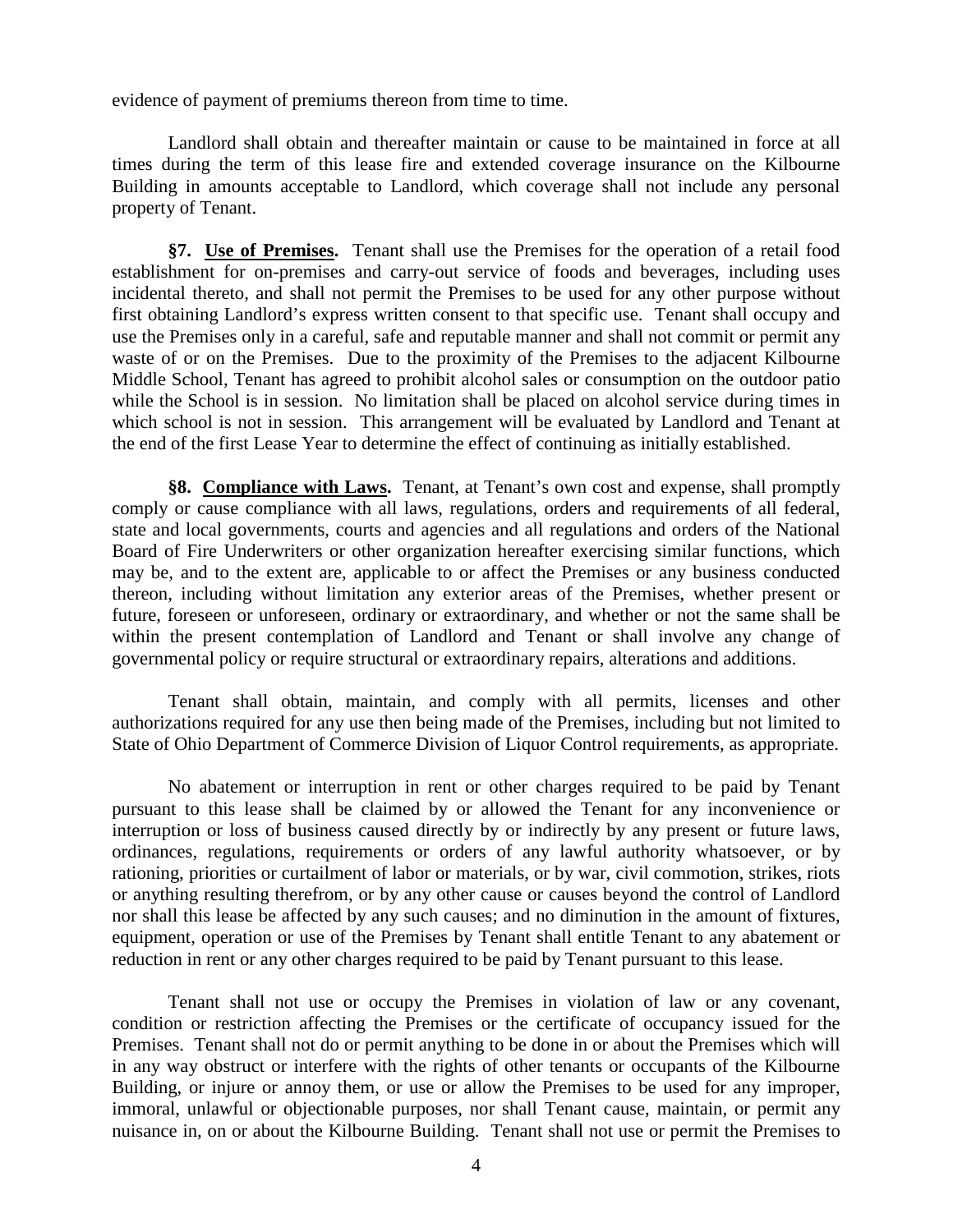evidence of payment of premiums thereon from time to time.

Landlord shall obtain and thereafter maintain or cause to be maintained in force at all times during the term of this lease fire and extended coverage insurance on the Kilbourne Building in amounts acceptable to Landlord, which coverage shall not include any personal property of Tenant.

**§7. <u>Use of Premises</u>.** Tenant shall use the Premises for the operation of a retail food establishment for on-premises and carry-out service of foods and beverages, including uses incidental thereto, and shall not permit the Premises to be used for any other purpose without first obtaining Landlord's express written consent to that specific use. Tenant shall occupy and use the Premises only in a careful, safe and reputable manner and shall not commit or permit any waste of or on the Premises. Due to the proximity of the Premises to the adjacent Kilbourne Middle School, Tenant has agreed to prohibit alcohol sales or consumption on the outdoor patio while the School is in session. No limitation shall be placed on alcohol service during times in which school is not in session. This arrangement will be evaluated by Landlord and Tenant at the end of the first Lease Year to determine the effect of continuing as initially established.

**§8. <u>Compliance with Laws</u>.** Tenant, at Tenant's own cost and expense, shall promptly comply or cause compliance with all laws, regulations, orders and requirements of all federal, state and local governments, courts and agencies and all regulations and orders of the National Board of Fire Underwriters or other organization hereafter exercising similar functions, which may be, and to the extent are, applicable to or affect the Premises or any business conducted thereon, including without limitation any exterior areas of the Premises, whether present or future, foreseen or unforeseen, ordinary or extraordinary, and whether or not the same shall be within the present contemplation of Landlord and Tenant or shall involve any change of governmental policy or require structural or extraordinary repairs, alterations and additions.

Tenant shall obtain, maintain, and comply with all permits, licenses and other authorizations required for any use then being made of the Premises, including but not limited to State of Ohio Department of Commerce Division of Liquor Control requirements, as appropriate.

No abatement or interruption in rent or other charges required to be paid by Tenant pursuant to this lease shall be claimed by or allowed the Tenant for any inconvenience or interruption or loss of business caused directly by or indirectly by any present or future laws, ordinances, regulations, requirements or orders of any lawful authority whatsoever, or by rationing, priorities or curtailment of labor or materials, or by war, civil commotion, strikes, riots or anything resulting therefrom, or by any other cause or causes beyond the control of Landlord nor shall this lease be affected by any such causes; and no diminution in the amount of fixtures, equipment, operation or use of the Premises by Tenant shall entitle Tenant to any abatement or reduction in rent or any other charges required to be paid by Tenant pursuant to this lease.

Tenant shall not use or occupy the Premises in violation of law or any covenant, condition or restriction affecting the Premises or the certificate of occupancy issued for the Premises. Tenant shall not do or permit anything to be done in or about the Premises which will in any way obstruct or interfere with the rights of other tenants or occupants of the Kilbourne Building, or injure or annoy them, or use or allow the Premises to be used for any improper, immoral, unlawful or objectionable purposes, nor shall Tenant cause, maintain, or permit any nuisance in, on or about the Kilbourne Building. Tenant shall not use or permit the Premises to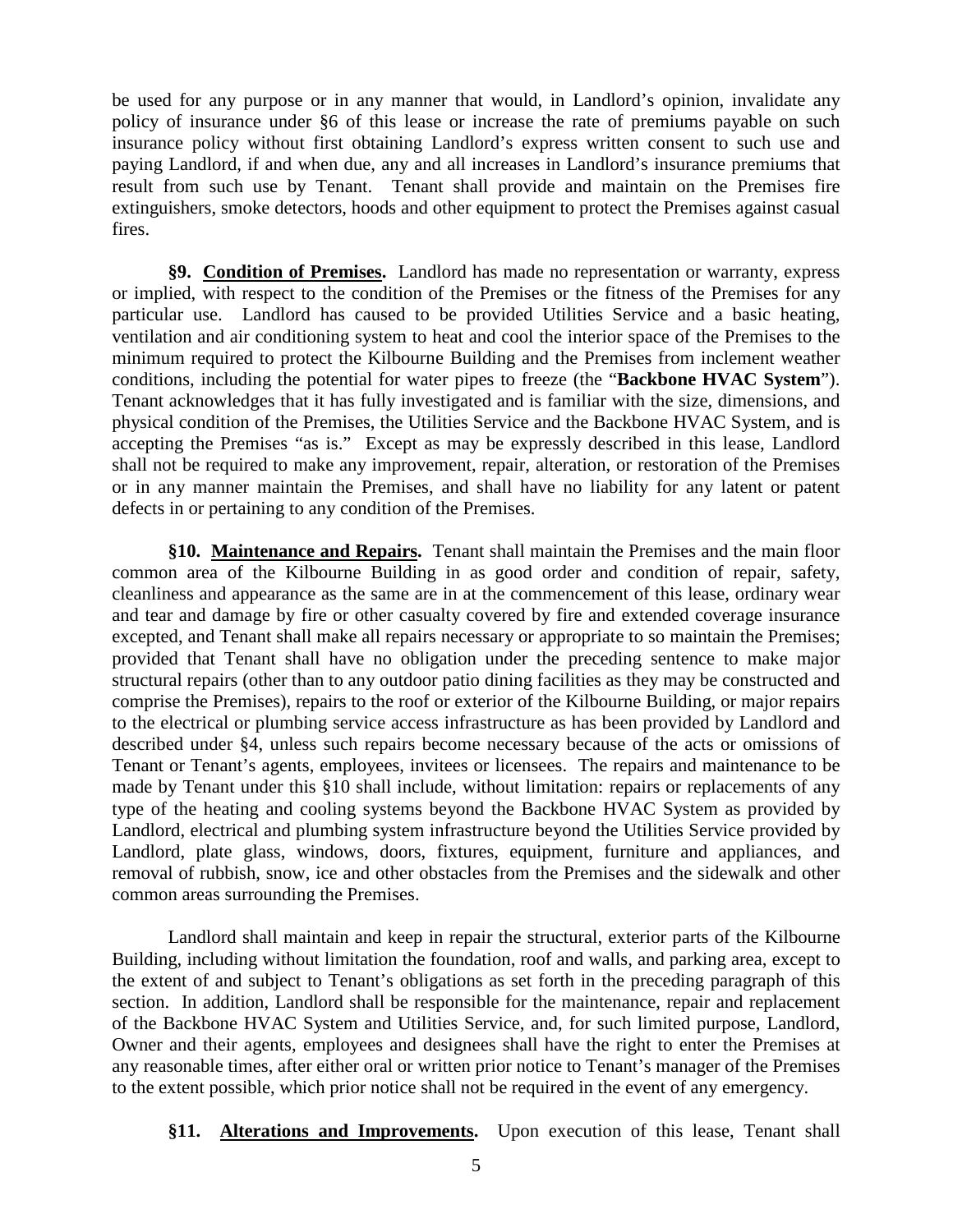be used for any purpose or in any manner that would, in Landlord's opinion, invalidate any policy of insurance under §6 of this lease or increase the rate of premiums payable on such insurance policy without first obtaining Landlord's express written consent to such use and paying Landlord, if and when due, any and all increases in Landlord's insurance premiums that result from such use by Tenant. Tenant shall provide and maintain on the Premises fire extinguishers, smoke detectors, hoods and other equipment to protect the Premises against casual fires.

**§9. <u>Condition of Premises</u>.** Landlord has made no representation or warranty, express or implied, with respect to the condition of the Premises or the fitness of the Premises for any particular use. Landlord has caused to be provided Utilities Service and a basic heating, ventilation and air conditioning system to heat and cool the interior space of the Premises to the minimum required to protect the Kilbourne Building and the Premises from inclement weather conditions, including the potential for water pipes to freeze (the "**Backbone HVAC System**"). Tenant acknowledges that it has fully investigated and is familiar with the size, dimensions, and physical condition of the Premises, the Utilities Service and the Backbone HVAC System, and is accepting the Premises "as is." Except as may be expressly described in this lease, Landlord shall not be required to make any improvement, repair, alteration, or restoration of the Premises or in any manner maintain the Premises, and shall have no liability for any latent or patent defects in or pertaining to any condition of the Premises.

**§10. <u>Maintenance and Repairs</u>.** Tenant shall maintain the Premises and the main floor common area of the Kilbourne Building in as good order and condition of repair, safety, cleanliness and appearance as the same are in at the commencement of this lease, ordinary wear and tear and damage by fire or other casualty covered by fire and extended coverage insurance excepted, and Tenant shall make all repairs necessary or appropriate to so maintain the Premises; provided that Tenant shall have no obligation under the preceding sentence to make major structural repairs (other than to any outdoor patio dining facilities as they may be constructed and comprise the Premises), repairs to the roof or exterior of the Kilbourne Building, or major repairs to the electrical or plumbing service access infrastructure as has been provided by Landlord and described under §4, unless such repairs become necessary because of the acts or omissions of Tenant or Tenant's agents, employees, invitees or licensees. The repairs and maintenance to be made by Tenant under this §10 shall include, without limitation: repairs or replacements of any type of the heating and cooling systems beyond the Backbone HVAC System as provided by Landlord, electrical and plumbing system infrastructure beyond the Utilities Service provided by Landlord, plate glass, windows, doors, fixtures, equipment, furniture and appliances, and removal of rubbish, snow, ice and other obstacles from the Premises and the sidewalk and other common areas surrounding the Premises.

Landlord shall maintain and keep in repair the structural, exterior parts of the Kilbourne Building, including without limitation the foundation, roof and walls, and parking area, except to the extent of and subject to Tenant's obligations as set forth in the preceding paragraph of this section. In addition, Landlord shall be responsible for the maintenance, repair and replacement of the Backbone HVAC System and Utilities Service, and, for such limited purpose, Landlord, Owner and their agents, employees and designees shall have the right to enter the Premises at any reasonable times, after either oral or written prior notice to Tenant's manager of the Premises to the extent possible, which prior notice shall not be required in the event of any emergency.

**§11. <u>Alterations and Improvements</u>.** Upon execution of this lease, Tenant shall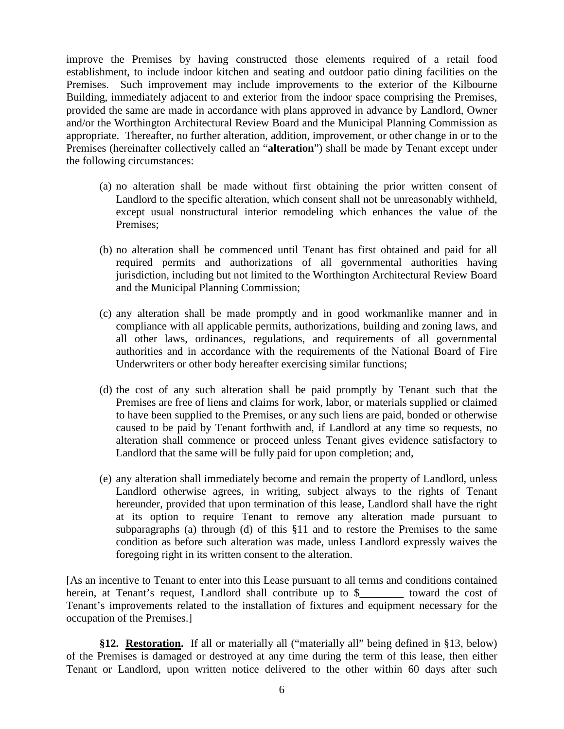improve the Premises by having constructed those elements required of a retail food establishment, to include indoor kitchen and seating and outdoor patio dining facilities on the Premises. Such improvement may include improvements to the exterior of the Kilbourne Building, immediately adjacent to and exterior from the indoor space comprising the Premises, provided the same are made in accordance with plans approved in advance by Landlord, Owner and/or the Worthington Architectural Review Board and the Municipal Planning Commission as appropriate. Thereafter, no further alteration, addition, improvement, or other change in or to the Premises (hereinafter collectively called an "**alteration**") shall be made by Tenant except under the following circumstances:

(a) no alteration shall be made without first obtaining the prior written consent of Landlord to the specific alteration, which consent shall not be unreasonably withheld, except usual nonstructural interior remodeling which enhances the value of the Premises;

(b) no alteration shall be commenced until Tenant has first obtained and paid for all required permits and authorizations of all governmental authorities having jurisdiction, including but not limited to the Worthington Architectural Review Board and the Municipal Planning Commission;

(c) any alteration shall be made promptly and in good workmanlike manner and in compliance with all applicable permits, authorizations, building and zoning laws, and all other laws, ordinances, regulations, and requirements of all governmental authorities and in accordance with the requirements of the National Board of Fire Underwriters or other body hereafter exercising similar functions;

(d) the cost of any such alteration shall be paid promptly by Tenant such that the Premises are free of liens and claims for work, labor, or materials supplied or claimed to have been supplied to the Premises, or any such liens are paid, bonded or otherwise caused to be paid by Tenant forthwith and, if Landlord at any time so requests, no alteration shall commence or proceed unless Tenant gives evidence satisfactory to Landlord that the same will be fully paid for upon completion; and,

(e) any alteration shall immediately become and remain the property of Landlord, unless Landlord otherwise agrees, in writing, subject always to the rights of Tenant hereunder, provided that upon termination of this lease, Landlord shall have the right at its option to require Tenant to remove any alteration made pursuant to subparagraphs (a) through (d) of this §11 and to restore the Premises to the same condition as before such alteration was made, unless Landlord expressly waives the foregoing right in its written consent to the alteration.

[As an incentive to Tenant to enter into this Lease pursuant to all terms and conditions contained herein, at Tenant's request, Landlord shall contribute up to $________ toward the cost of Tenant's improvements related to the installation of fixtures and equipment necessary for the occupation of the Premises.]

**§12. <u>Restoration</u>.** If all or materially all ("materially all" being defined in §13, below) of the Premises is damaged or destroyed at any time during the term of this lease, then either Tenant or Landlord, upon written notice delivered to the other within 60 days after such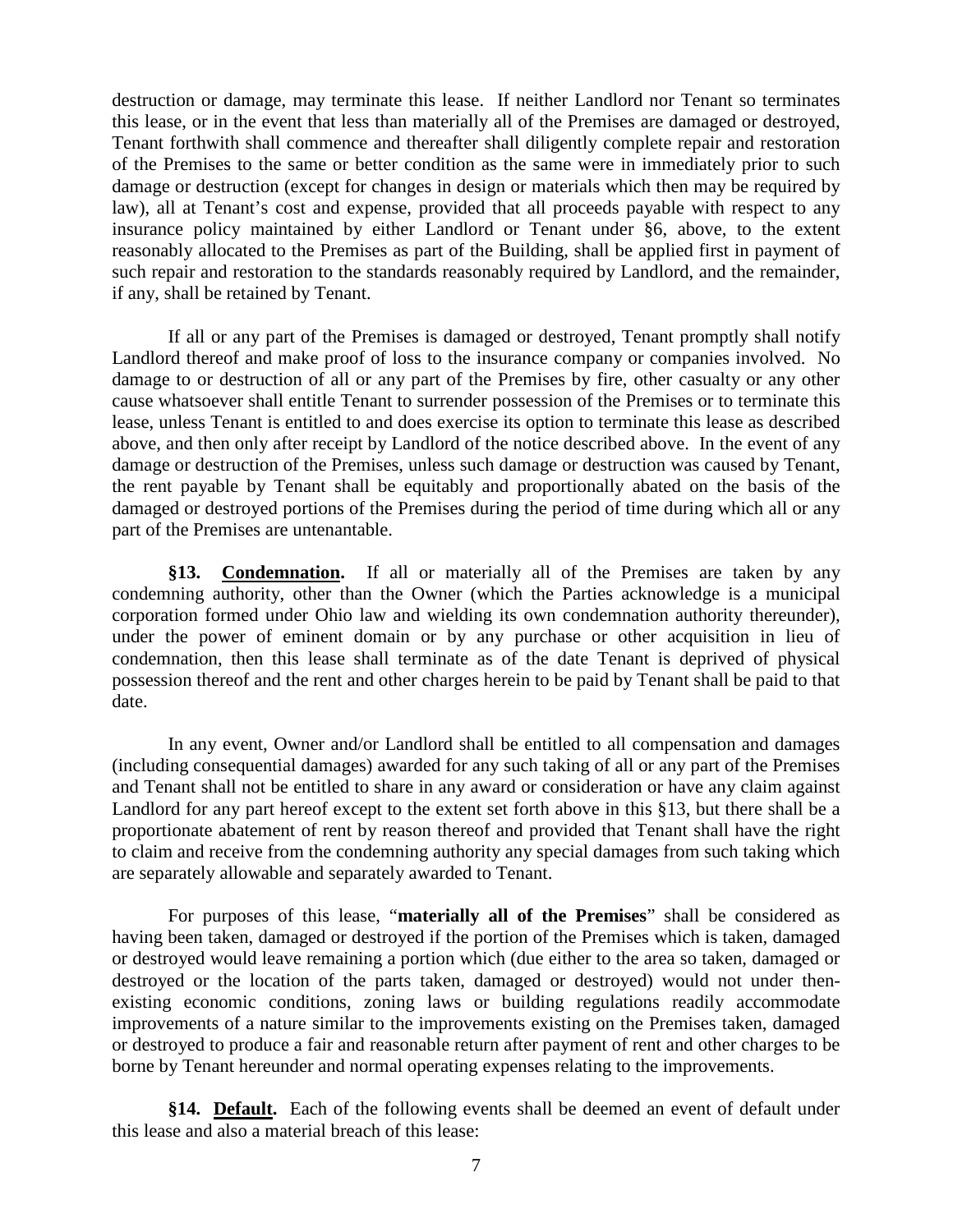destruction or damage, may terminate this lease. If neither Landlord nor Tenant so terminates this lease, or in the event that less than materially all of the Premises are damaged or destroyed, Tenant forthwith shall commence and thereafter shall diligently complete repair and restoration of the Premises to the same or better condition as the same were in immediately prior to such damage or destruction (except for changes in design or materials which then may be required by law), all at Tenant's cost and expense, provided that all proceeds payable with respect to any insurance policy maintained by either Landlord or Tenant under §6, above, to the extent reasonably allocated to the Premises as part of the Building, shall be applied first in payment of such repair and restoration to the standards reasonably required by Landlord, and the remainder, if any, shall be retained by Tenant.

If all or any part of the Premises is damaged or destroyed, Tenant promptly shall notify Landlord thereof and make proof of loss to the insurance company or companies involved. No damage to or destruction of all or any part of the Premises by fire, other casualty or any other cause whatsoever shall entitle Tenant to surrender possession of the Premises or to terminate this lease, unless Tenant is entitled to and does exercise its option to terminate this lease as described above, and then only after receipt by Landlord of the notice described above. In the event of any damage or destruction of the Premises, unless such damage or destruction was caused by Tenant, the rent payable by Tenant shall be equitably and proportionally abated on the basis of the damaged or destroyed portions of the Premises during the period of time during which all or any part of the Premises are untenantable.

**§13. Condemnation.** If all or materially all of the Premises are taken by any condemning authority, other than the Owner (which the Parties acknowledge is a municipal corporation formed under Ohio law and wielding its own condemnation authority thereunder), under the power of eminent domain or by any purchase or other acquisition in lieu of condemnation, then this lease shall terminate as of the date Tenant is deprived of physical possession thereof and the rent and other charges herein to be paid by Tenant shall be paid to that date.

In any event, Owner and/or Landlord shall be entitled to all compensation and damages (including consequential damages) awarded for any such taking of all or any part of the Premises and Tenant shall not be entitled to share in any award or consideration or have any claim against Landlord for any part hereof except to the extent set forth above in this §13, but there shall be a proportionate abatement of rent by reason thereof and provided that Tenant shall have the right to claim and receive from the condemning authority any special damages from such taking which are separately allowable and separately awarded to Tenant.

For purposes of this lease, "**materially all of the Premises**" shall be considered as having been taken, damaged or destroyed if the portion of the Premises which is taken, damaged or destroyed would leave remaining a portion which (due either to the area so taken, damaged or destroyed or the location of the parts taken, damaged or destroyed) would not under then-existing economic conditions, zoning laws or building regulations readily accommodate improvements of a nature similar to the improvements existing on the Premises taken, damaged or destroyed to produce a fair and reasonable return after payment of rent and other charges to be borne by Tenant hereunder and normal operating expenses relating to the improvements.

**§14. Default.** Each of the following events shall be deemed an event of default under this lease and also a material breach of this lease: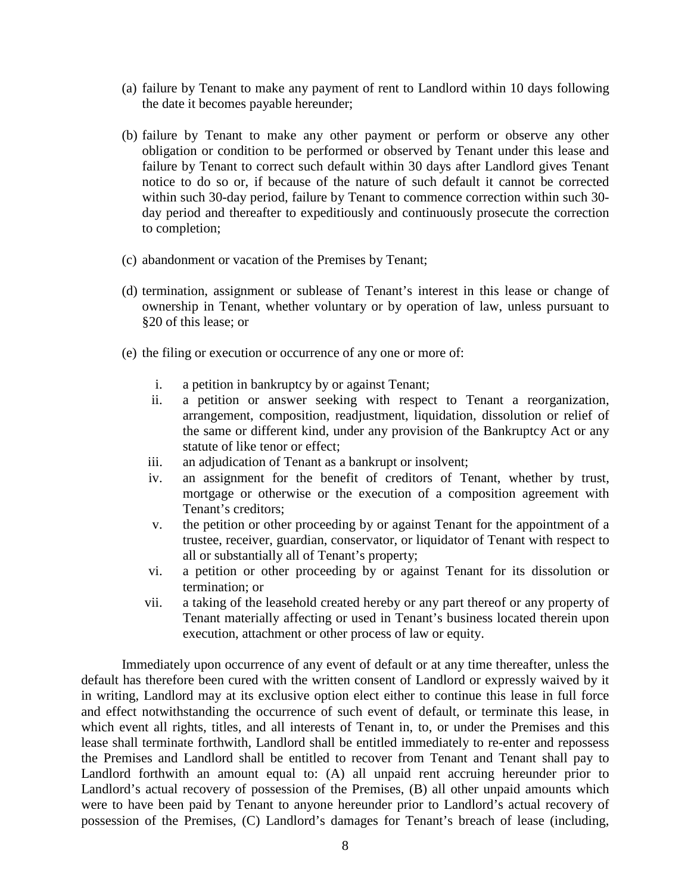(a) failure by Tenant to make any payment of rent to Landlord within 10 days following the date it becomes payable hereunder;

(b) failure by Tenant to make any other payment or perform or observe any other obligation or condition to be performed or observed by Tenant under this lease and failure by Tenant to correct such default within 30 days after Landlord gives Tenant notice to do so or, if because of the nature of such default it cannot be corrected within such 30-day period, failure by Tenant to commence correction within such 30-day period and thereafter to expeditiously and continuously prosecute the correction to completion;

(c) abandonment or vacation of the Premises by Tenant;

(d) termination, assignment or sublease of Tenant's interest in this lease or change of ownership in Tenant, whether voluntary or by operation of law, unless pursuant to §20 of this lease; or

(e) the filing or execution or occurrence of any one or more of:

   i. a petition in bankruptcy by or against Tenant;
   ii. a petition or answer seeking with respect to Tenant a reorganization, arrangement, composition, readjustment, liquidation, dissolution or relief of the same or different kind, under any provision of the Bankruptcy Act or any statute of like tenor or effect;
   iii. an adjudication of Tenant as a bankrupt or insolvent;
   iv. an assignment for the benefit of creditors of Tenant, whether by trust, mortgage or otherwise or the execution of a composition agreement with Tenant's creditors;
   v. the petition or other proceeding by or against Tenant for the appointment of a trustee, receiver, guardian, conservator, or liquidator of Tenant with respect to all or substantially all of Tenant's property;
   vi. a petition or other proceeding by or against Tenant for its dissolution or termination; or
   vii. a taking of the leasehold created hereby or any part thereof or any property of Tenant materially affecting or used in Tenant's business located therein upon execution, attachment or other process of law or equity.

Immediately upon occurrence of any event of default or at any time thereafter, unless the default has therefore been cured with the written consent of Landlord or expressly waived by it in writing, Landlord may at its exclusive option elect either to continue this lease in full force and effect notwithstanding the occurrence of such event of default, or terminate this lease, in which event all rights, titles, and all interests of Tenant in, to, or under the Premises and this lease shall terminate forthwith, Landlord shall be entitled immediately to re-enter and repossess the Premises and Landlord shall be entitled to recover from Tenant and Tenant shall pay to Landlord forthwith an amount equal to: (A) all unpaid rent accruing hereunder prior to Landlord's actual recovery of possession of the Premises, (B) all other unpaid amounts which were to have been paid by Tenant to anyone hereunder prior to Landlord's actual recovery of possession of the Premises, (C) Landlord's damages for Tenant's breach of lease (including,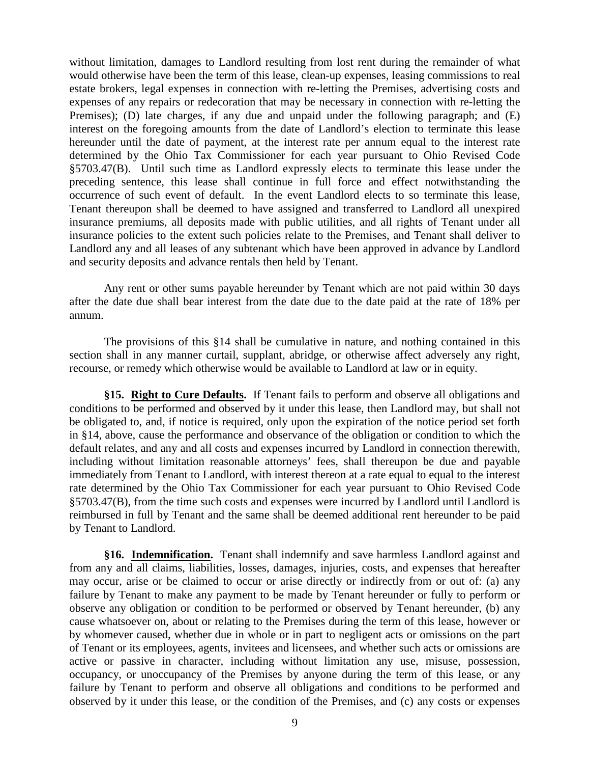without limitation, damages to Landlord resulting from lost rent during the remainder of what would otherwise have been the term of this lease, clean-up expenses, leasing commissions to real estate brokers, legal expenses in connection with re-letting the Premises, advertising costs and expenses of any repairs or redecoration that may be necessary in connection with re-letting the Premises); (D) late charges, if any due and unpaid under the following paragraph; and (E) interest on the foregoing amounts from the date of Landlord's election to terminate this lease hereunder until the date of payment, at the interest rate per annum equal to the interest rate determined by the Ohio Tax Commissioner for each year pursuant to Ohio Revised Code §5703.47(B). Until such time as Landlord expressly elects to terminate this lease under the preceding sentence, this lease shall continue in full force and effect notwithstanding the occurrence of such event of default. In the event Landlord elects to so terminate this lease, Tenant thereupon shall be deemed to have assigned and transferred to Landlord all unexpired insurance premiums, all deposits made with public utilities, and all rights of Tenant under all insurance policies to the extent such policies relate to the Premises, and Tenant shall deliver to Landlord any and all leases of any subtenant which have been approved in advance by Landlord and security deposits and advance rentals then held by Tenant.

Any rent or other sums payable hereunder by Tenant which are not paid within 30 days after the date due shall bear interest from the date due to the date paid at the rate of 18% per annum.

The provisions of this §14 shall be cumulative in nature, and nothing contained in this section shall in any manner curtail, supplant, abridge, or otherwise affect adversely any right, recourse, or remedy which otherwise would be available to Landlord at law or in equity.

**§15. Right to Cure Defaults.** If Tenant fails to perform and observe all obligations and conditions to be performed and observed by it under this lease, then Landlord may, but shall not be obligated to, and, if notice is required, only upon the expiration of the notice period set forth in §14, above, cause the performance and observance of the obligation or condition to which the default relates, and any and all costs and expenses incurred by Landlord in connection therewith, including without limitation reasonable attorneys' fees, shall thereupon be due and payable immediately from Tenant to Landlord, with interest thereon at a rate equal to equal to the interest rate determined by the Ohio Tax Commissioner for each year pursuant to Ohio Revised Code §5703.47(B), from the time such costs and expenses were incurred by Landlord until Landlord is reimbursed in full by Tenant and the same shall be deemed additional rent hereunder to be paid by Tenant to Landlord.

**§16. Indemnification.** Tenant shall indemnify and save harmless Landlord against and from any and all claims, liabilities, losses, damages, injuries, costs, and expenses that hereafter may occur, arise or be claimed to occur or arise directly or indirectly from or out of: (a) any failure by Tenant to make any payment to be made by Tenant hereunder or fully to perform or observe any obligation or condition to be performed or observed by Tenant hereunder, (b) any cause whatsoever on, about or relating to the Premises during the term of this lease, however or by whomever caused, whether due in whole or in part to negligent acts or omissions on the part of Tenant or its employees, agents, invitees and licensees, and whether such acts or omissions are active or passive in character, including without limitation any use, misuse, possession, occupancy, or unoccupancy of the Premises by anyone during the term of this lease, or any failure by Tenant to perform and observe all obligations and conditions to be performed and observed by it under this lease, or the condition of the Premises, and (c) any costs or expenses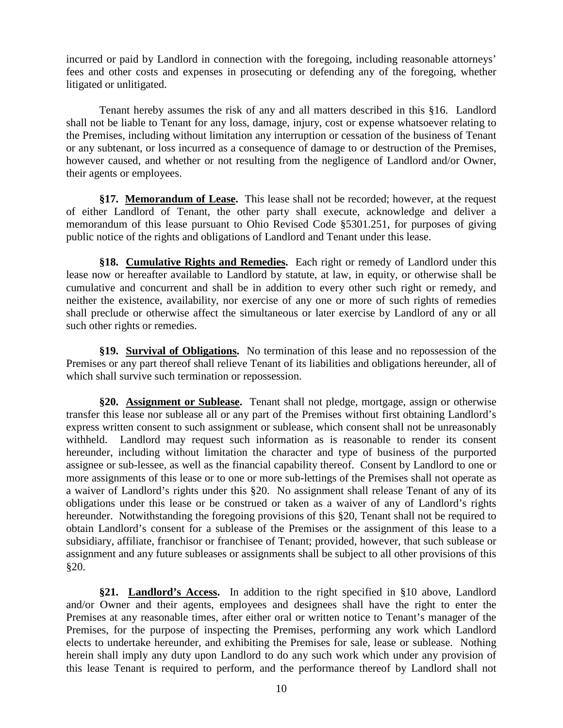incurred or paid by Landlord in connection with the foregoing, including reasonable attorneys' fees and other costs and expenses in prosecuting or defending any of the foregoing, whether litigated or unlitigated.

Tenant hereby assumes the risk of any and all matters described in this §16. Landlord shall not be liable to Tenant for any loss, damage, injury, cost or expense whatsoever relating to the Premises, including without limitation any interruption or cessation of the business of Tenant or any subtenant, or loss incurred as a consequence of damage to or destruction of the Premises, however caused, and whether or not resulting from the negligence of Landlord and/or Owner, their agents or employees.

**§17. Memorandum of Lease.** This lease shall not be recorded; however, at the request of either Landlord of Tenant, the other party shall execute, acknowledge and deliver a memorandum of this lease pursuant to Ohio Revised Code §5301.251, for purposes of giving public notice of the rights and obligations of Landlord and Tenant under this lease.

**§18. Cumulative Rights and Remedies.** Each right or remedy of Landlord under this lease now or hereafter available to Landlord by statute, at law, in equity, or otherwise shall be cumulative and concurrent and shall be in addition to every other such right or remedy, and neither the existence, availability, nor exercise of any one or more of such rights of remedies shall preclude or otherwise affect the simultaneous or later exercise by Landlord of any or all such other rights or remedies.

**§19. Survival of Obligations.** No termination of this lease and no repossession of the Premises or any part thereof shall relieve Tenant of its liabilities and obligations hereunder, all of which shall survive such termination or repossession.

**§20. Assignment or Sublease.** Tenant shall not pledge, mortgage, assign or otherwise transfer this lease nor sublease all or any part of the Premises without first obtaining Landlord's express written consent to such assignment or sublease, which consent shall not be unreasonably withheld. Landlord may request such information as is reasonable to render its consent hereunder, including without limitation the character and type of business of the purported assignee or sub-lessee, as well as the financial capability thereof. Consent by Landlord to one or more assignments of this lease or to one or more sub-lettings of the Premises shall not operate as a waiver of Landlord's rights under this §20. No assignment shall release Tenant of any of its obligations under this lease or be construed or taken as a waiver of any of Landlord's rights hereunder. Notwithstanding the foregoing provisions of this §20, Tenant shall not be required to obtain Landlord's consent for a sublease of the Premises or the assignment of this lease to a subsidiary, affiliate, franchisor or franchisee of Tenant; provided, however, that such sublease or assignment and any future subleases or assignments shall be subject to all other provisions of this §20.

**§21. Landlord's Access.** In addition to the right specified in §10 above, Landlord and/or Owner and their agents, employees and designees shall have the right to enter the Premises at any reasonable times, after either oral or written notice to Tenant's manager of the Premises, for the purpose of inspecting the Premises, performing any work which Landlord elects to undertake hereunder, and exhibiting the Premises for sale, lease or sublease. Nothing herein shall imply any duty upon Landlord to do any such work which under any provision of this lease Tenant is required to perform, and the performance thereof by Landlord shall not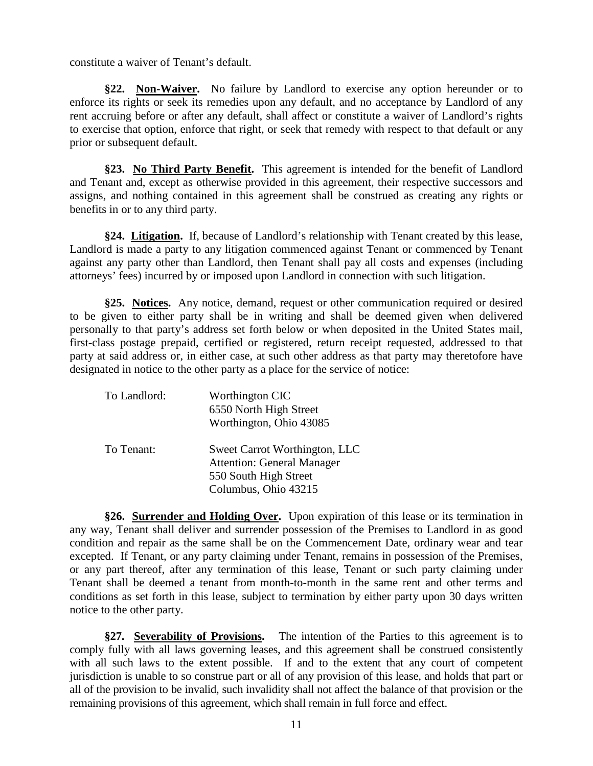constitute a waiver of Tenant's default.

**§22. Non-Waiver.** No failure by Landlord to exercise any option hereunder or to enforce its rights or seek its remedies upon any default, and no acceptance by Landlord of any rent accruing before or after any default, shall affect or constitute a waiver of Landlord's rights to exercise that option, enforce that right, or seek that remedy with respect to that default or any prior or subsequent default.

**§23. No Third Party Benefit.** This agreement is intended for the benefit of Landlord and Tenant and, except as otherwise provided in this agreement, their respective successors and assigns, and nothing contained in this agreement shall be construed as creating any rights or benefits in or to any third party.

**§24. Litigation.** If, because of Landlord's relationship with Tenant created by this lease, Landlord is made a party to any litigation commenced against Tenant or commenced by Tenant against any party other than Landlord, then Tenant shall pay all costs and expenses (including attorneys' fees) incurred by or imposed upon Landlord in connection with such litigation.

**§25. Notices.** Any notice, demand, request or other communication required or desired to be given to either party shall be in writing and shall be deemed given when delivered personally to that party's address set forth below or when deposited in the United States mail, first-class postage prepaid, certified or registered, return receipt requested, addressed to that party at said address or, in either case, at such other address as that party may theretofore have designated in notice to the other party as a place for the service of notice:

To Landlord:
Worthington CIC
6550 North High Street
Worthington, Ohio 43085

To Tenant:
Sweet Carrot Worthington, LLC
Attention: General Manager
550 South High Street
Columbus, Ohio 43215

**§26. Surrender and Holding Over.** Upon expiration of this lease or its termination in any way, Tenant shall deliver and surrender possession of the Premises to Landlord in as good condition and repair as the same shall be on the Commencement Date, ordinary wear and tear excepted. If Tenant, or any party claiming under Tenant, remains in possession of the Premises, or any part thereof, after any termination of this lease, Tenant or such party claiming under Tenant shall be deemed a tenant from month-to-month in the same rent and other terms and conditions as set forth in this lease, subject to termination by either party upon 30 days written notice to the other party.

**§27. Severability of Provisions.** The intention of the Parties to this agreement is to comply fully with all laws governing leases, and this agreement shall be construed consistently with all such laws to the extent possible. If and to the extent that any court of competent jurisdiction is unable to so construe part or all of any provision of this lease, and holds that part or all of the provision to be invalid, such invalidity shall not affect the balance of that provision or the remaining provisions of this agreement, which shall remain in full force and effect.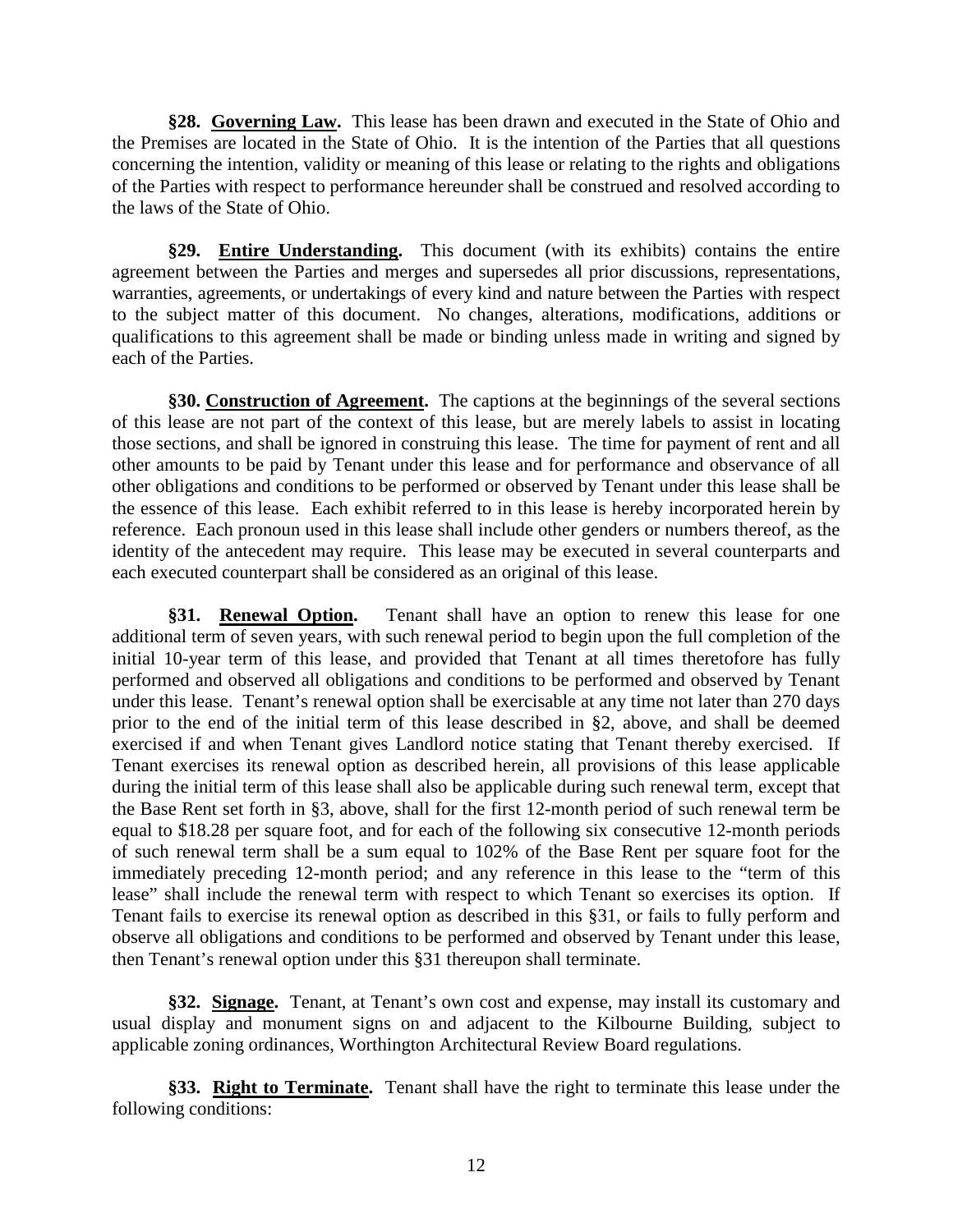**§28. Governing Law.** This lease has been drawn and executed in the State of Ohio and the Premises are located in the State of Ohio. It is the intention of the Parties that all questions concerning the intention, validity or meaning of this lease or relating to the rights and obligations of the Parties with respect to performance hereunder shall be construed and resolved according to the laws of the State of Ohio.

**§29. Entire Understanding.** This document (with its exhibits) contains the entire agreement between the Parties and merges and supersedes all prior discussions, representations, warranties, agreements, or undertakings of every kind and nature between the Parties with respect to the subject matter of this document. No changes, alterations, modifications, additions or qualifications to this agreement shall be made or binding unless made in writing and signed by each of the Parties.

**§30. Construction of Agreement.** The captions at the beginnings of the several sections of this lease are not part of the context of this lease, but are merely labels to assist in locating those sections, and shall be ignored in construing this lease. The time for payment of rent and all other amounts to be paid by Tenant under this lease and for performance and observance of all other obligations and conditions to be performed or observed by Tenant under this lease shall be the essence of this lease. Each exhibit referred to in this lease is hereby incorporated herein by reference. Each pronoun used in this lease shall include other genders or numbers thereof, as the identity of the antecedent may require. This lease may be executed in several counterparts and each executed counterpart shall be considered as an original of this lease.

**§31. Renewal Option.** Tenant shall have an option to renew this lease for one additional term of seven years, with such renewal period to begin upon the full completion of the initial 10-year term of this lease, and provided that Tenant at all times theretofore has fully performed and observed all obligations and conditions to be performed and observed by Tenant under this lease. Tenant's renewal option shall be exercisable at any time not later than 270 days prior to the end of the initial term of this lease described in §2, above, and shall be deemed exercised if and when Tenant gives Landlord notice stating that Tenant thereby exercised. If Tenant exercises its renewal option as described herein, all provisions of this lease applicable during the initial term of this lease shall also be applicable during such renewal term, except that the Base Rent set forth in §3, above, shall for the first 12-month period of such renewal term be equal to $18.28 per square foot, and for each of the following six consecutive 12-month periods of such renewal term shall be a sum equal to 102% of the Base Rent per square foot for the immediately preceding 12-month period; and any reference in this lease to the "term of this lease" shall include the renewal term with respect to which Tenant so exercises its option. If Tenant fails to exercise its renewal option as described in this §31, or fails to fully perform and observe all obligations and conditions to be performed and observed by Tenant under this lease, then Tenant's renewal option under this §31 thereupon shall terminate.

**§32. Signage.** Tenant, at Tenant's own cost and expense, may install its customary and usual display and monument signs on and adjacent to the Kilbourne Building, subject to applicable zoning ordinances, Worthington Architectural Review Board regulations.

**§33. Right to Terminate.** Tenant shall have the right to terminate this lease under the following conditions: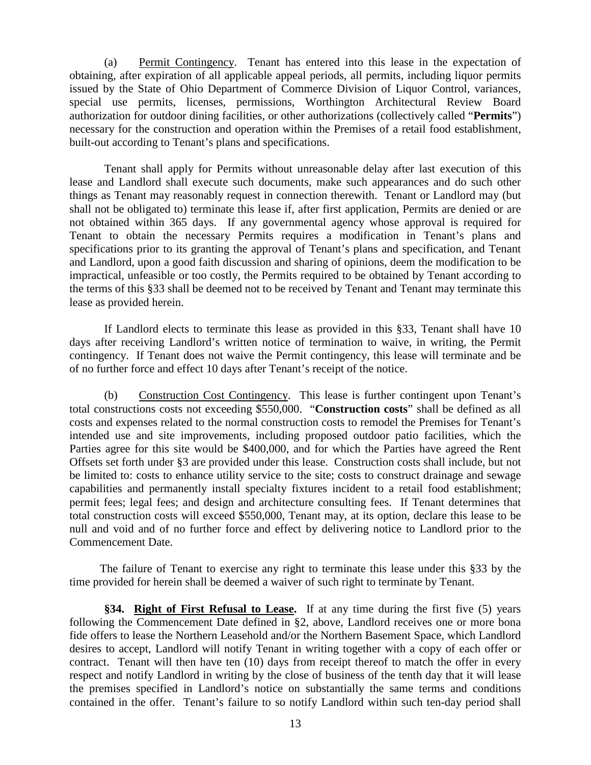(a) Permit Contingency. Tenant has entered into this lease in the expectation of obtaining, after expiration of all applicable appeal periods, all permits, including liquor permits issued by the State of Ohio Department of Commerce Division of Liquor Control, variances, special use permits, licenses, permissions, Worthington Architectural Review Board authorization for outdoor dining facilities, or other authorizations (collectively called "**Permits**") necessary for the construction and operation within the Premises of a retail food establishment, built-out according to Tenant's plans and specifications.

Tenant shall apply for Permits without unreasonable delay after last execution of this lease and Landlord shall execute such documents, make such appearances and do such other things as Tenant may reasonably request in connection therewith. Tenant or Landlord may (but shall not be obligated to) terminate this lease if, after first application, Permits are denied or are not obtained within 365 days. If any governmental agency whose approval is required for Tenant to obtain the necessary Permits requires a modification in Tenant's plans and specifications prior to its granting the approval of Tenant's plans and specification, and Tenant and Landlord, upon a good faith discussion and sharing of opinions, deem the modification to be impractical, unfeasible or too costly, the Permits required to be obtained by Tenant according to the terms of this §33 shall be deemed not to be received by Tenant and Tenant may terminate this lease as provided herein.

If Landlord elects to terminate this lease as provided in this §33, Tenant shall have 10 days after receiving Landlord's written notice of termination to waive, in writing, the Permit contingency. If Tenant does not waive the Permit contingency, this lease will terminate and be of no further force and effect 10 days after Tenant's receipt of the notice.

(b) Construction Cost Contingency. This lease is further contingent upon Tenant's total constructions costs not exceeding $550,000. "**Construction costs**" shall be defined as all costs and expenses related to the normal construction costs to remodel the Premises for Tenant's intended use and site improvements, including proposed outdoor patio facilities, which the Parties agree for this site would be $400,000, and for which the Parties have agreed the Rent Offsets set forth under §3 are provided under this lease. Construction costs shall include, but not be limited to: costs to enhance utility service to the site; costs to construct drainage and sewage capabilities and permanently install specialty fixtures incident to a retail food establishment; permit fees; legal fees; and design and architecture consulting fees. If Tenant determines that total construction costs will exceed $550,000, Tenant may, at its option, declare this lease to be null and void and of no further force and effect by delivering notice to Landlord prior to the Commencement Date.

The failure of Tenant to exercise any right to terminate this lease under this §33 by the time provided for herein shall be deemed a waiver of such right to terminate by Tenant.

**§34. Right of First Refusal to Lease.** If at any time during the first five (5) years following the Commencement Date defined in §2, above, Landlord receives one or more bona fide offers to lease the Northern Leasehold and/or the Northern Basement Space, which Landlord desires to accept, Landlord will notify Tenant in writing together with a copy of each offer or contract. Tenant will then have ten (10) days from receipt thereof to match the offer in every respect and notify Landlord in writing by the close of business of the tenth day that it will lease the premises specified in Landlord's notice on substantially the same terms and conditions contained in the offer. Tenant's failure to so notify Landlord within such ten-day period shall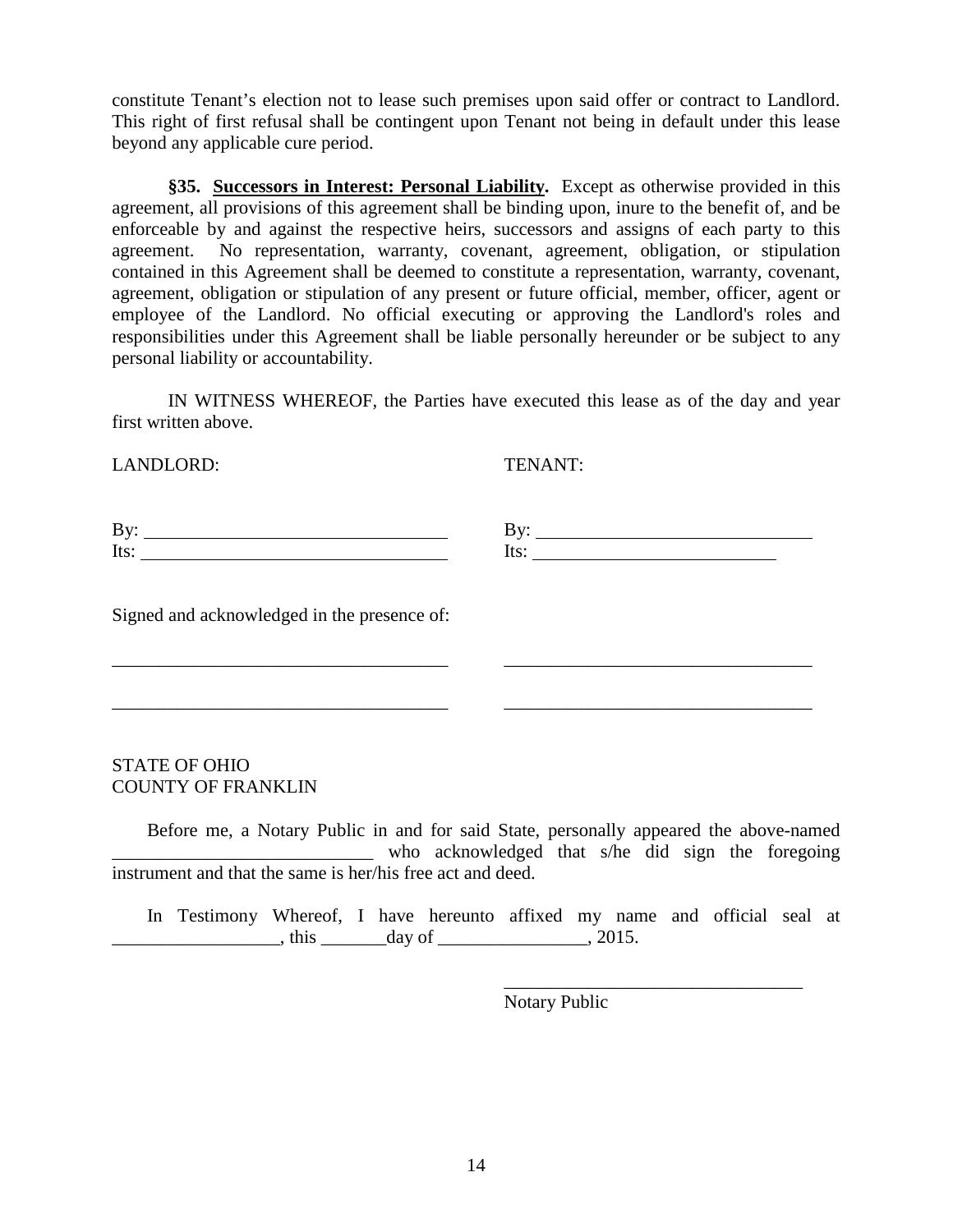constitute Tenant's election not to lease such premises upon said offer or contract to Landlord. This right of first refusal shall be contingent upon Tenant not being in default under this lease beyond any applicable cure period.

**§35. Successors in Interest: Personal Liability.** Except as otherwise provided in this agreement, all provisions of this agreement shall be binding upon, inure to the benefit of, and be enforceable by and against the respective heirs, successors and assigns of each party to this agreement. No representation, warranty, covenant, agreement, obligation, or stipulation contained in this Agreement shall be deemed to constitute a representation, warranty, covenant, agreement, obligation or stipulation of any present or future official, member, officer, agent or employee of the Landlord. No official executing or approving the Landlord's roles and responsibilities under this Agreement shall be liable personally hereunder or be subject to any personal liability or accountability.

IN WITNESS WHEREOF, the Parties have executed this lease as of the day and year first written above.

LANDLORD:

By: ________________________________
Its: ________________________________

TENANT:

By: ______________________________
Its: __________________________

Signed and acknowledged in the presence of:

____________________________________ ________________________________

____________________________________ ________________________________

STATE OF OHIO
COUNTY OF FRANKLIN

Before me, a Notary Public in and for said State, personally appeared the above-named ____________________________ who acknowledged that s/he did sign the foregoing instrument and that the same is her/his free act and deed.

In Testimony Whereof, I have hereunto affixed my name and official seal at __________________, this _______day of ________________, 2015.

________________________________
Notary Public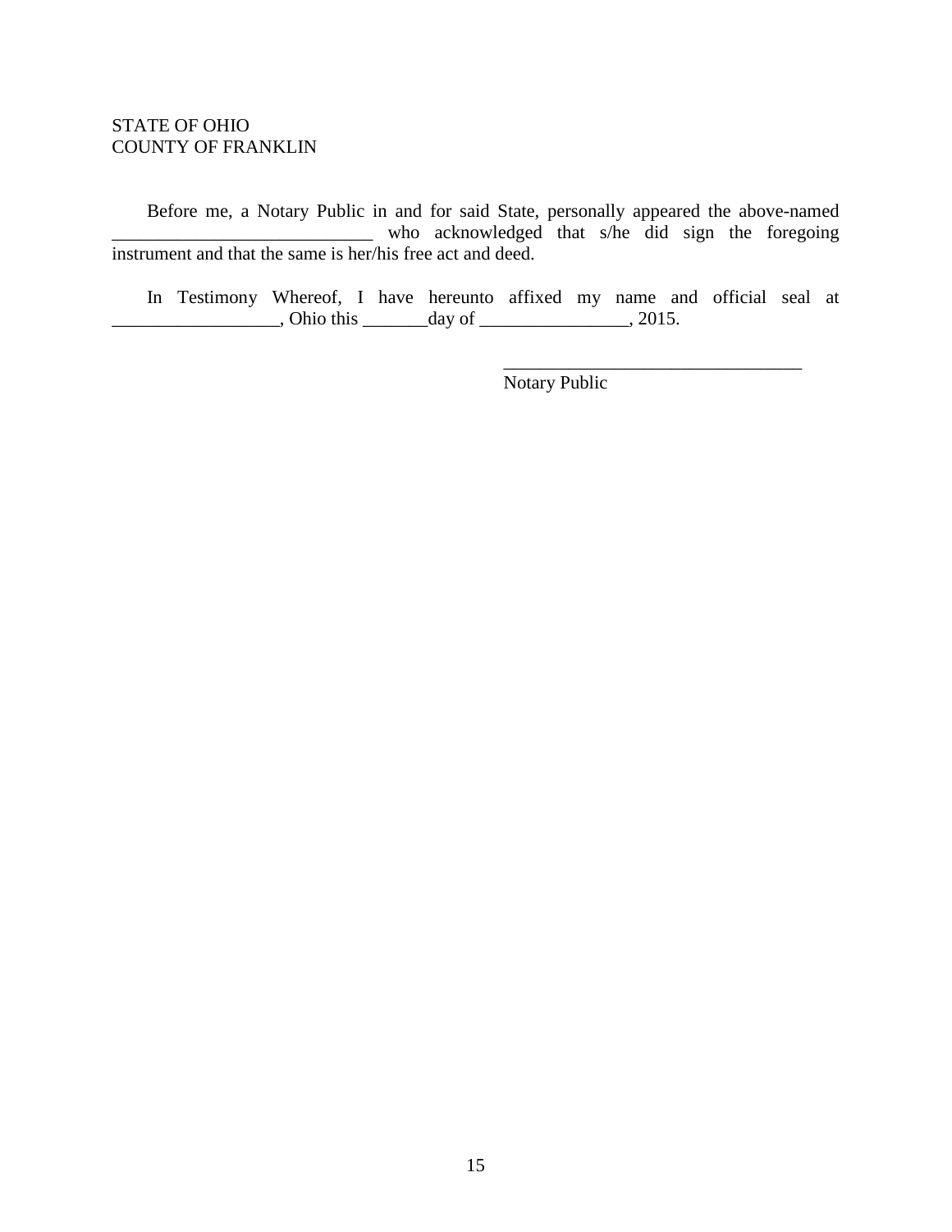STATE OF OHIO
COUNTY OF FRANKLIN

Before me, a Notary Public in and for said State, personally appeared the above-named ____________________________ who acknowledged that s/he did sign the foregoing instrument and that the same is her/his free act and deed.

In Testimony Whereof, I have hereunto affixed my name and official seal at __________________, Ohio this _______day of ________________, 2015.

________________________________
Notary Public